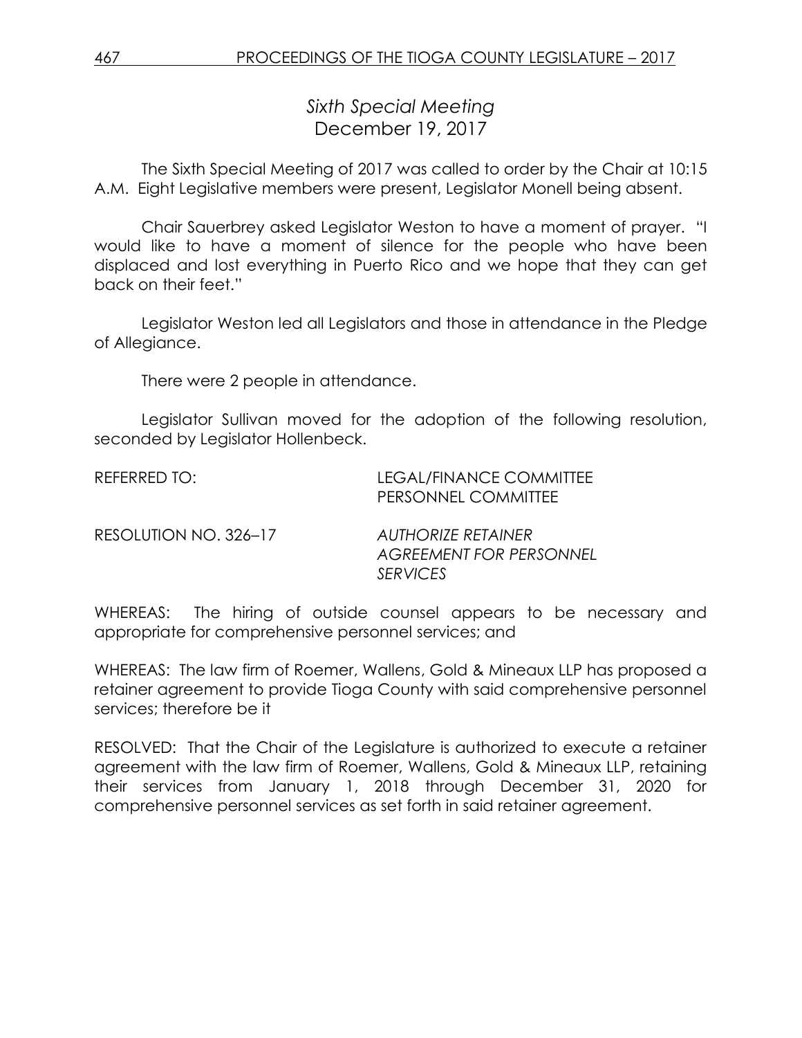# *Sixth Special Meeting*
December 19, 2017

The Sixth Special Meeting of 2017 was called to order by the Chair at 10:15 A.M. Eight Legislative members were present, Legislator Monell being absent.

Chair Sauerbrey asked Legislator Weston to have a moment of prayer. "I would like to have a moment of silence for the people who have been displaced and lost everything in Puerto Rico and we hope that they can get back on their feet."

Legislator Weston led all Legislators and those in attendance in the Pledge of Allegiance.

There were 2 people in attendance.

Legislator Sullivan moved for the adoption of the following resolution, seconded by Legislator Hollenbeck.

REFERRED TO: LEGAL/FINANCE COMMITTEE
PERSONNEL COMMITTEE

RESOLUTION NO. 326–17 *AUTHORIZE RETAINER AGREEMENT FOR PERSONNEL SERVICES*

WHEREAS: The hiring of outside counsel appears to be necessary and appropriate for comprehensive personnel services; and

WHEREAS: The law firm of Roemer, Wallens, Gold & Mineaux LLP has proposed a retainer agreement to provide Tioga County with said comprehensive personnel services; therefore be it

RESOLVED: That the Chair of the Legislature is authorized to execute a retainer agreement with the law firm of Roemer, Wallens, Gold & Mineaux LLP, retaining their services from January 1, 2018 through December 31, 2020 for comprehensive personnel services as set forth in said retainer agreement.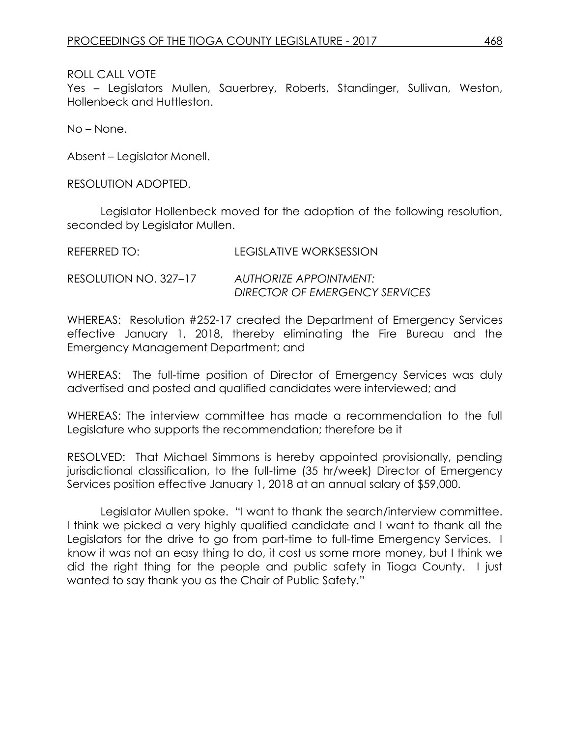ROLL CALL VOTE
Yes – Legislators Mullen, Sauerbrey, Roberts, Standinger, Sullivan, Weston, Hollenbeck and Huttleston.

No – None.

Absent – Legislator Monell.

RESOLUTION ADOPTED.

Legislator Hollenbeck moved for the adoption of the following resolution, seconded by Legislator Mullen.

REFERRED TO: LEGISLATIVE WORKSESSION

RESOLUTION NO. 327–17 *AUTHORIZE APPOINTMENT: DIRECTOR OF EMERGENCY SERVICES*

WHEREAS: Resolution #252-17 created the Department of Emergency Services effective January 1, 2018, thereby eliminating the Fire Bureau and the Emergency Management Department; and

WHEREAS: The full-time position of Director of Emergency Services was duly advertised and posted and qualified candidates were interviewed; and

WHEREAS: The interview committee has made a recommendation to the full Legislature who supports the recommendation; therefore be it

RESOLVED: That Michael Simmons is hereby appointed provisionally, pending jurisdictional classification, to the full-time (35 hr/week) Director of Emergency Services position effective January 1, 2018 at an annual salary of $59,000.

Legislator Mullen spoke. "I want to thank the search/interview committee. I think we picked a very highly qualified candidate and I want to thank all the Legislators for the drive to go from part-time to full-time Emergency Services. I know it was not an easy thing to do, it cost us some more money, but I think we did the right thing for the people and public safety in Tioga County. I just wanted to say thank you as the Chair of Public Safety."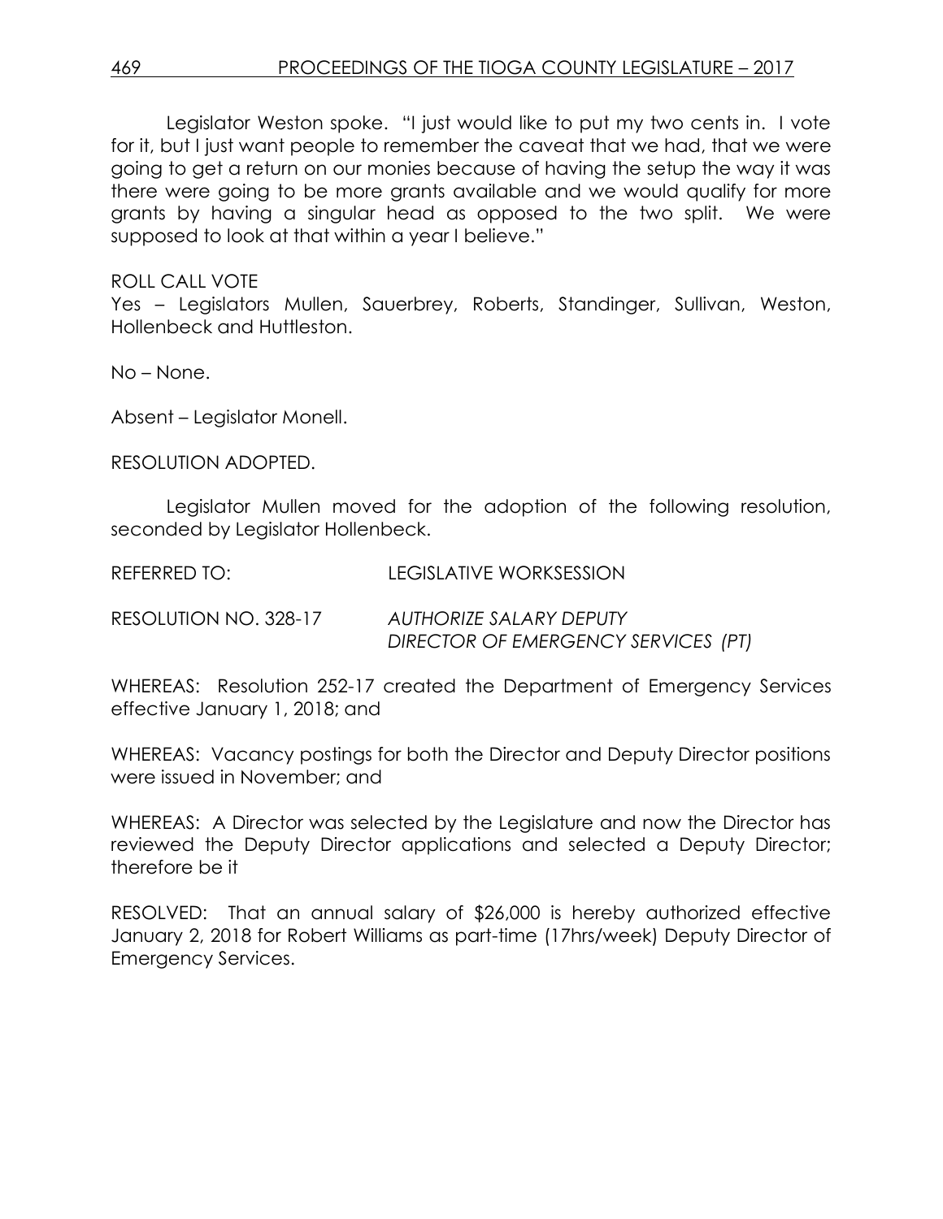Legislator Weston spoke. "I just would like to put my two cents in. I vote for it, but I just want people to remember the caveat that we had, that we were going to get a return on our monies because of having the setup the way it was there were going to be more grants available and we would qualify for more grants by having a singular head as opposed to the two split. We were supposed to look at that within a year I believe."

ROLL CALL VOTE
Yes – Legislators Mullen, Sauerbrey, Roberts, Standinger, Sullivan, Weston, Hollenbeck and Huttleston.

No – None.

Absent – Legislator Monell.

RESOLUTION ADOPTED.

Legislator Mullen moved for the adoption of the following resolution, seconded by Legislator Hollenbeck.

REFERRED TO: LEGISLATIVE WORKSESSION

RESOLUTION NO. 328-17 *AUTHORIZE SALARY DEPUTY DIRECTOR OF EMERGENCY SERVICES (PT)*

WHEREAS: Resolution 252-17 created the Department of Emergency Services effective January 1, 2018; and

WHEREAS: Vacancy postings for both the Director and Deputy Director positions were issued in November; and

WHEREAS: A Director was selected by the Legislature and now the Director has reviewed the Deputy Director applications and selected a Deputy Director; therefore be it

RESOLVED: That an annual salary of $26,000 is hereby authorized effective January 2, 2018 for Robert Williams as part-time (17hrs/week) Deputy Director of Emergency Services.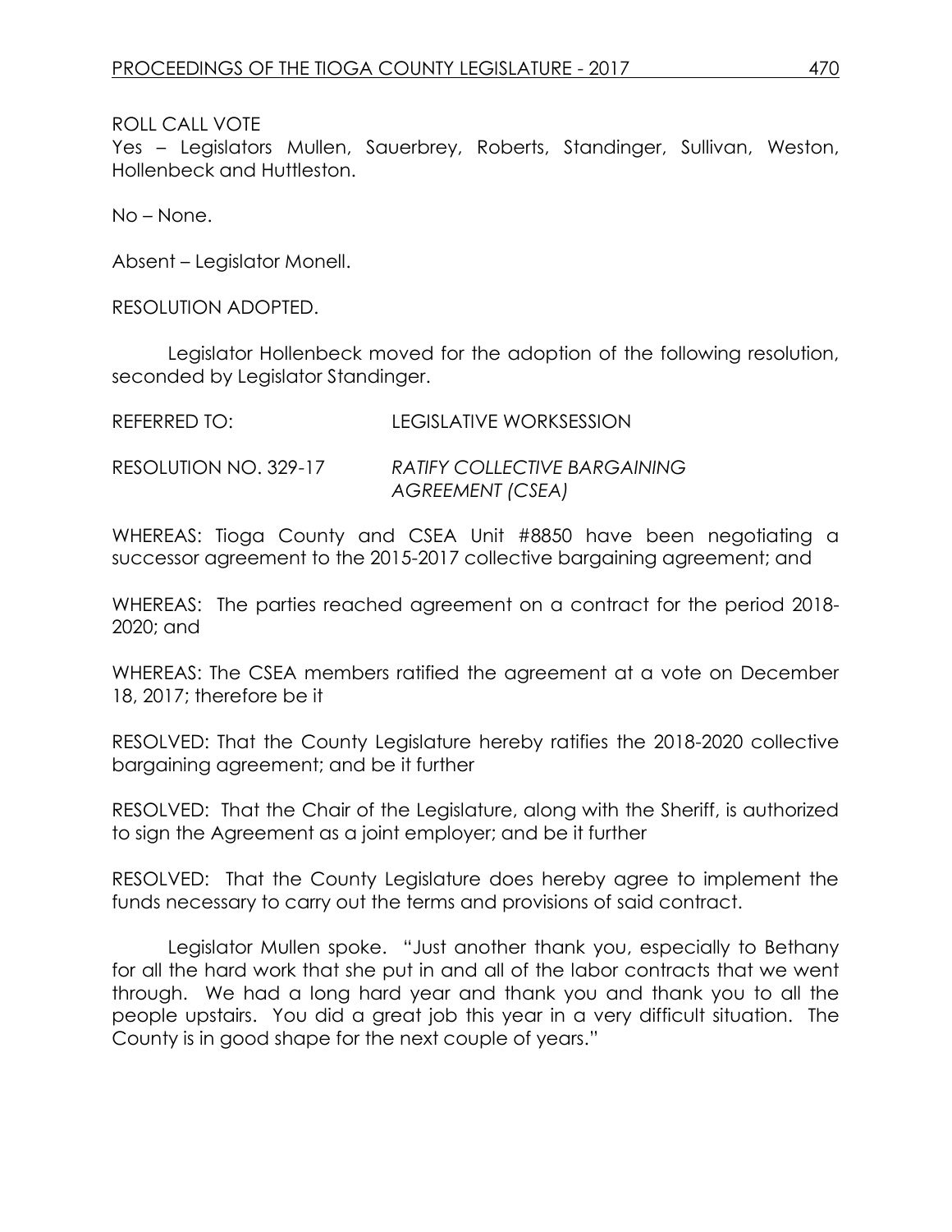ROLL CALL VOTE

Yes – Legislators Mullen, Sauerbrey, Roberts, Standinger, Sullivan, Weston, Hollenbeck and Huttleston.

No – None.

Absent – Legislator Monell.

RESOLUTION ADOPTED.

Legislator Hollenbeck moved for the adoption of the following resolution, seconded by Legislator Standinger.

REFERRED TO: LEGISLATIVE WORKSESSION

RESOLUTION NO. 329-17 *RATIFY COLLECTIVE BARGAINING AGREEMENT (CSEA)*

WHEREAS: Tioga County and CSEA Unit #8850 have been negotiating a successor agreement to the 2015-2017 collective bargaining agreement; and

WHEREAS: The parties reached agreement on a contract for the period 2018-2020; and

WHEREAS: The CSEA members ratified the agreement at a vote on December 18, 2017; therefore be it

RESOLVED: That the County Legislature hereby ratifies the 2018-2020 collective bargaining agreement; and be it further

RESOLVED: That the Chair of the Legislature, along with the Sheriff, is authorized to sign the Agreement as a joint employer; and be it further

RESOLVED: That the County Legislature does hereby agree to implement the funds necessary to carry out the terms and provisions of said contract.

Legislator Mullen spoke. "Just another thank you, especially to Bethany for all the hard work that she put in and all of the labor contracts that we went through. We had a long hard year and thank you and thank you to all the people upstairs. You did a great job this year in a very difficult situation. The County is in good shape for the next couple of years."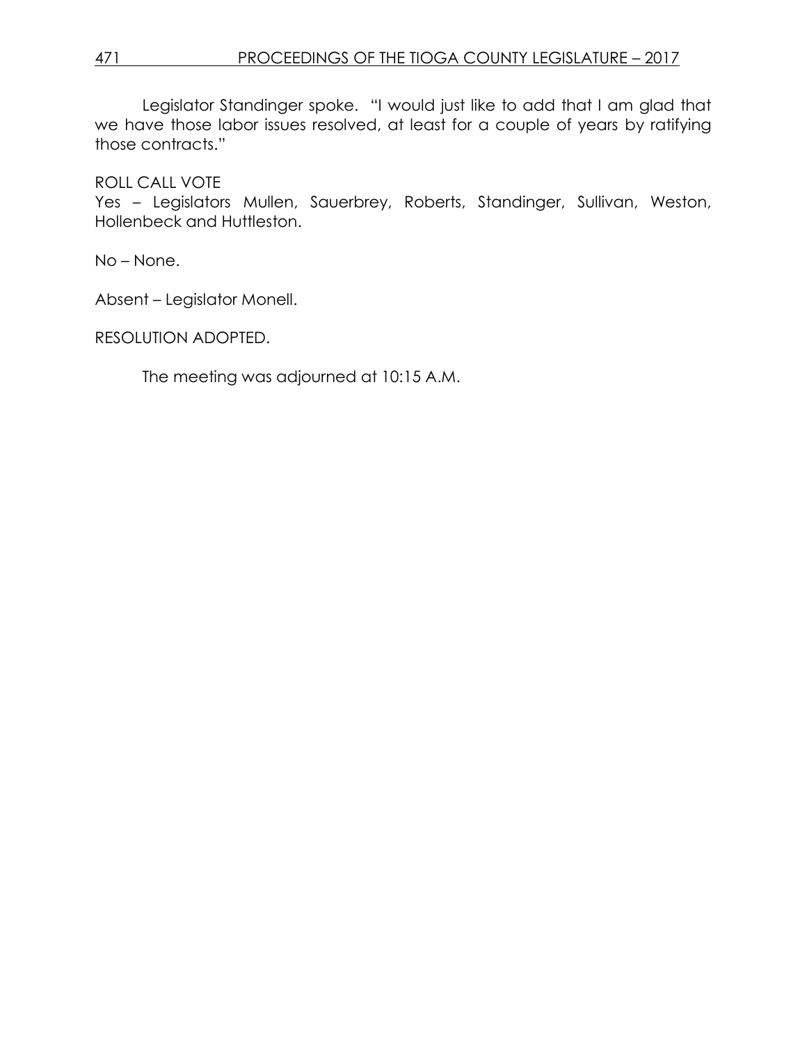Legislator Standinger spoke. "I would just like to add that I am glad that we have those labor issues resolved, at least for a couple of years by ratifying those contracts."

ROLL CALL VOTE
Yes – Legislators Mullen, Sauerbrey, Roberts, Standinger, Sullivan, Weston, Hollenbeck and Huttleston.

No – None.

Absent – Legislator Monell.

RESOLUTION ADOPTED.

The meeting was adjourned at 10:15 A.M.